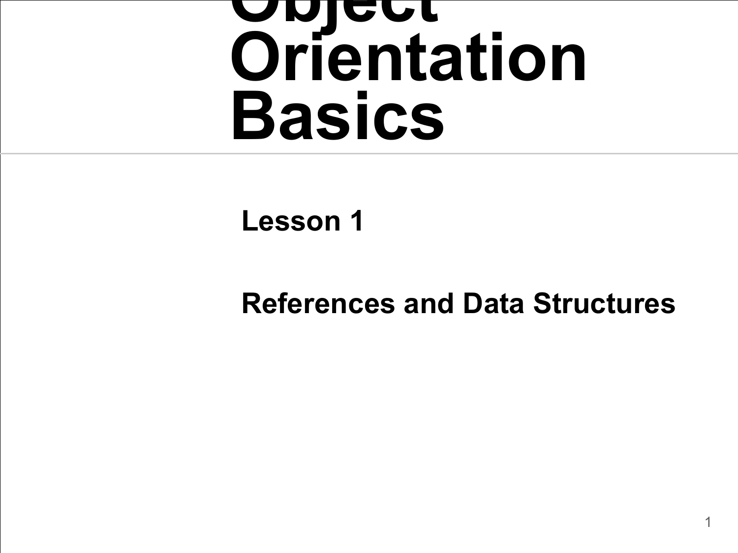# Object Orientation Basics

**Lesson 1**

**References and Data Structures**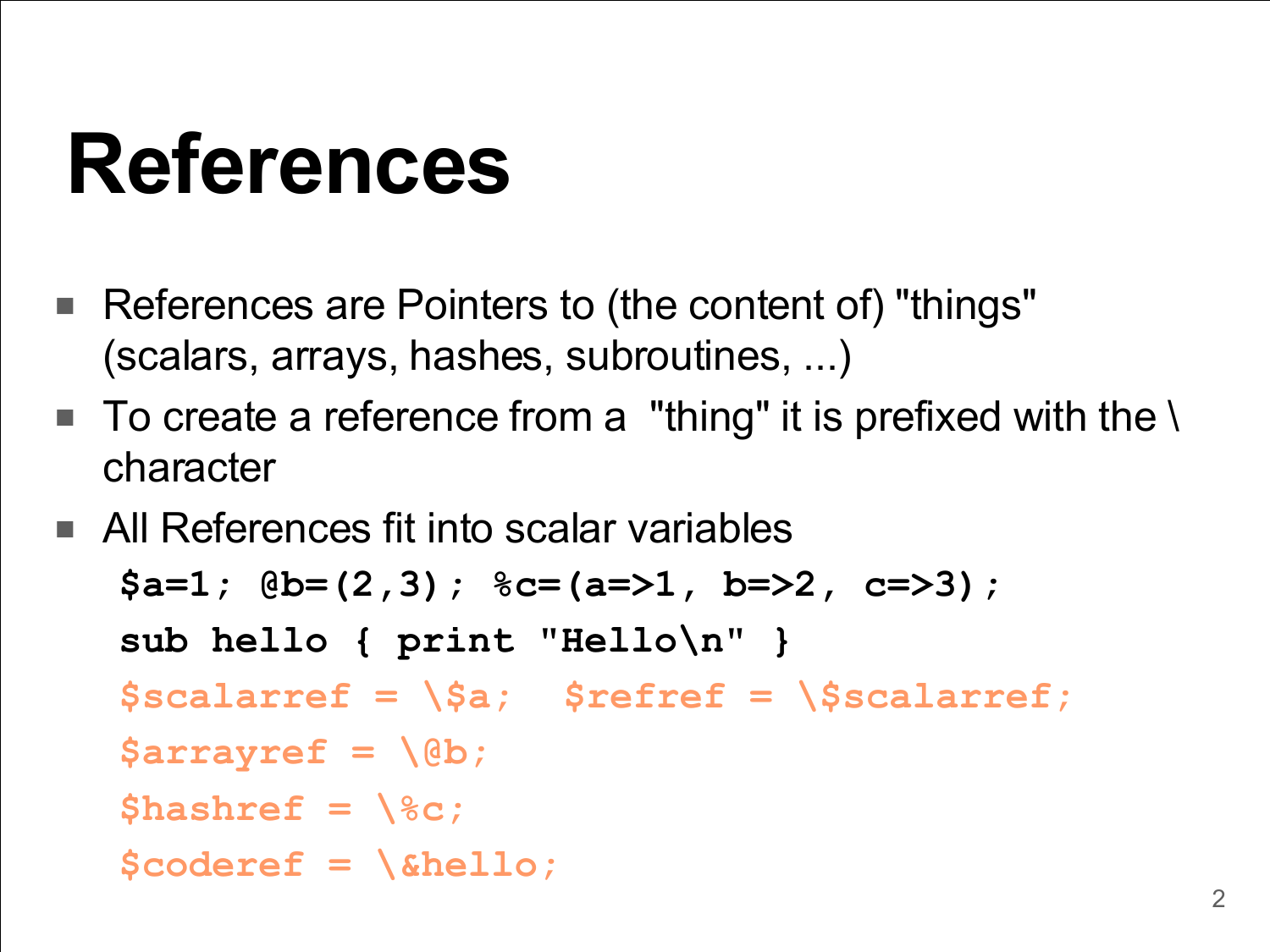# References

- References are Pointers to (the content of) "things" (scalars, arrays, hashes, subroutines, ...)
- To create a reference from a "thing" it is prefixed with the \ character
- All References fit into scalar variables

```
$a=1; @b=(2,3); %c=(a=>1, b=>2, c=>3);
sub hello { print "Hello\n" }
$scalarref = \$a;  $refref = \$scalarref;
$arrayref = \@b;
$hashref = \%c;
$coderef = \&hello;
```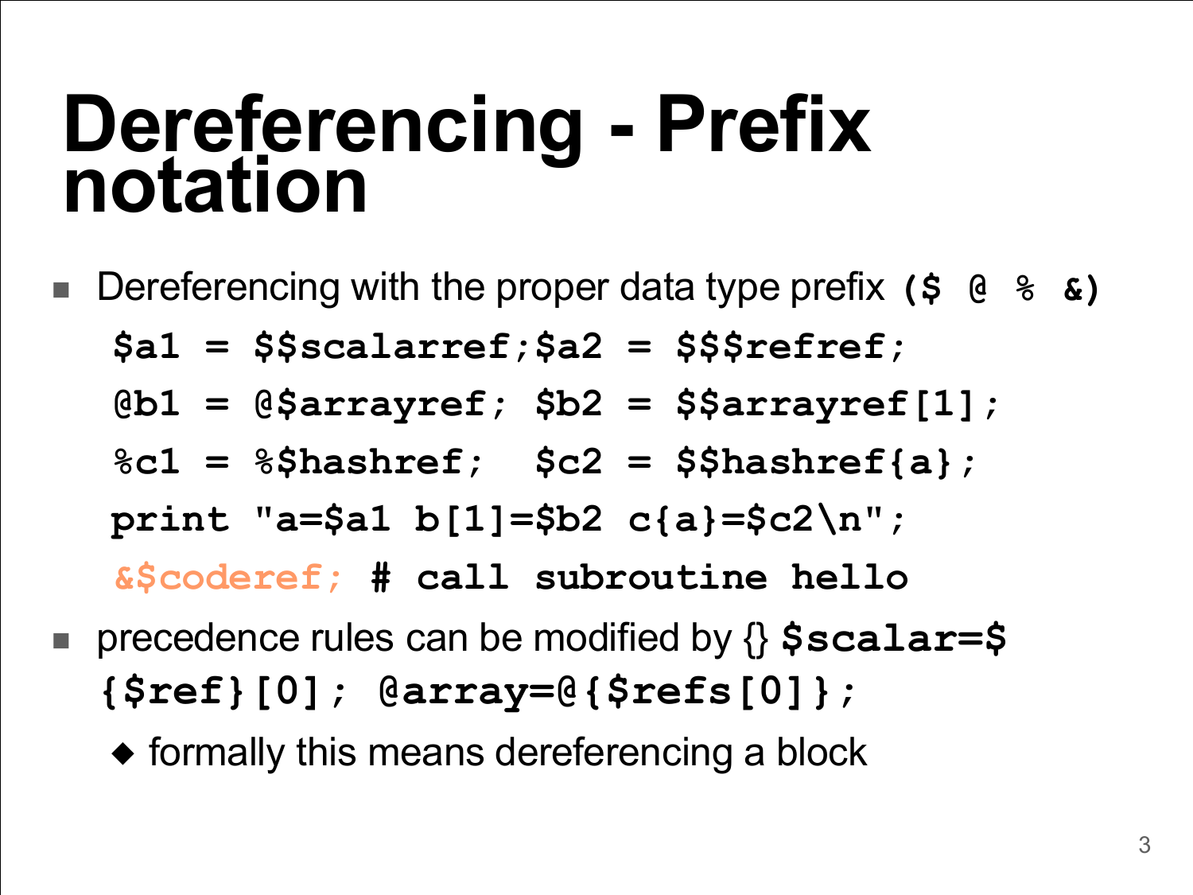# Dereferencing - Prefix notation

- Dereferencing with the proper data type prefix **($ @ % &)**

```
$a1 = $$scalarref;$a2 = $$$refref;
@b1 = @$arrayref; $b2 = $$arrayref[1];
%c1 = %$hashref;  $c2 = $$hashref{a};
print "a=$a1 b[1]=$b2 c{a}=$c2\n";
&$coderef; # call subroutine hello
```

- precedence rules can be modified by {} **`$scalar=${$ref}[0]; @array=@{$refs[0]};`**
  - formally this means dereferencing a block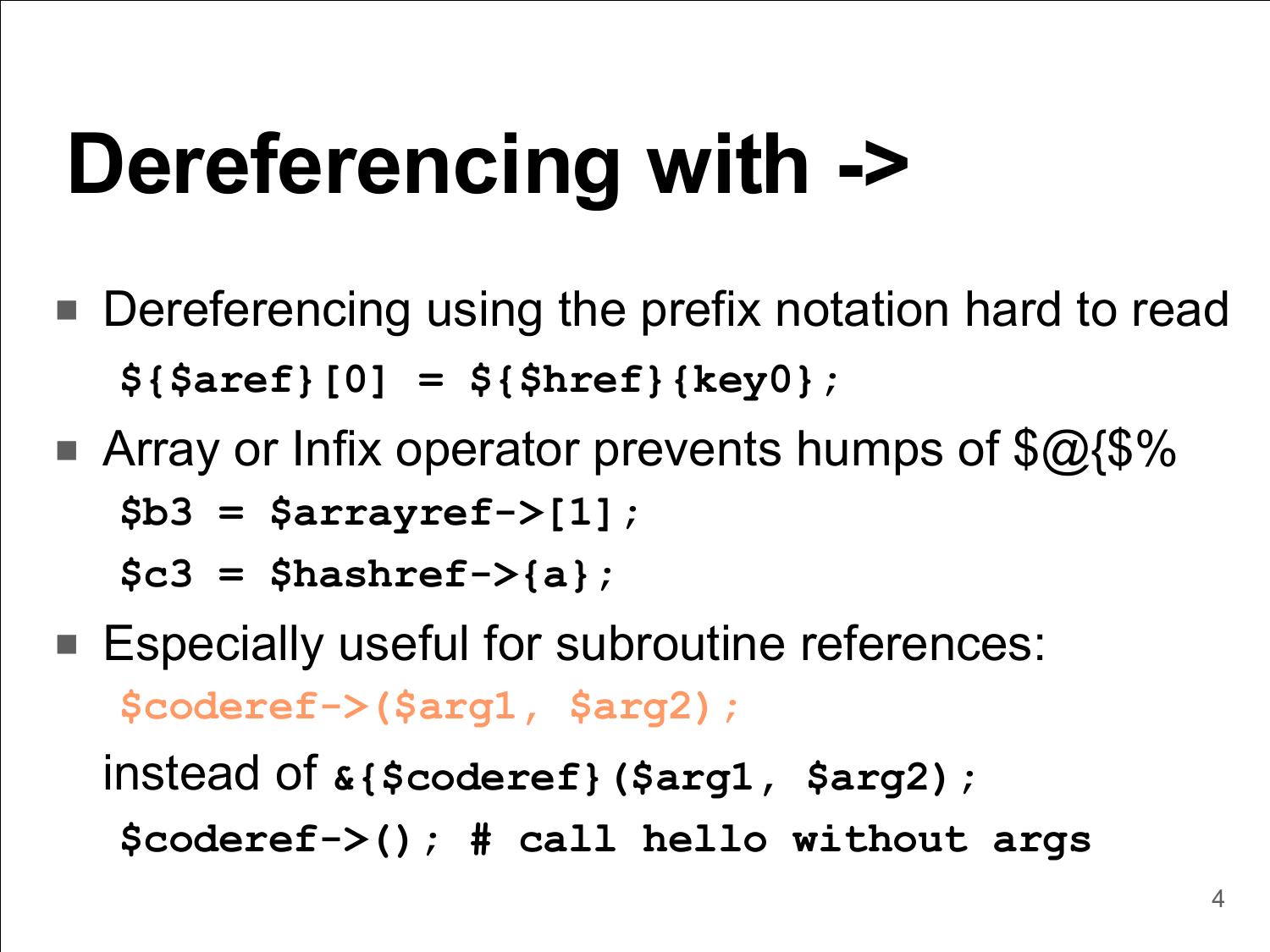# Dereferencing with ->

- Dereferencing using the prefix notation hard to read

```
${$aref}[0] = ${$href}{key0};
```

- Array or Infix operator prevents humps of $@{$%

```
$b3 = $arrayref->[1];
$c3 = $hashref->{a};
```

- Especially useful for subroutine references:

```
$coderef->($arg1, $arg2);
```

instead of `&{$coderef}($arg1, $arg2);`

```
$coderef->(); # call hello without args
```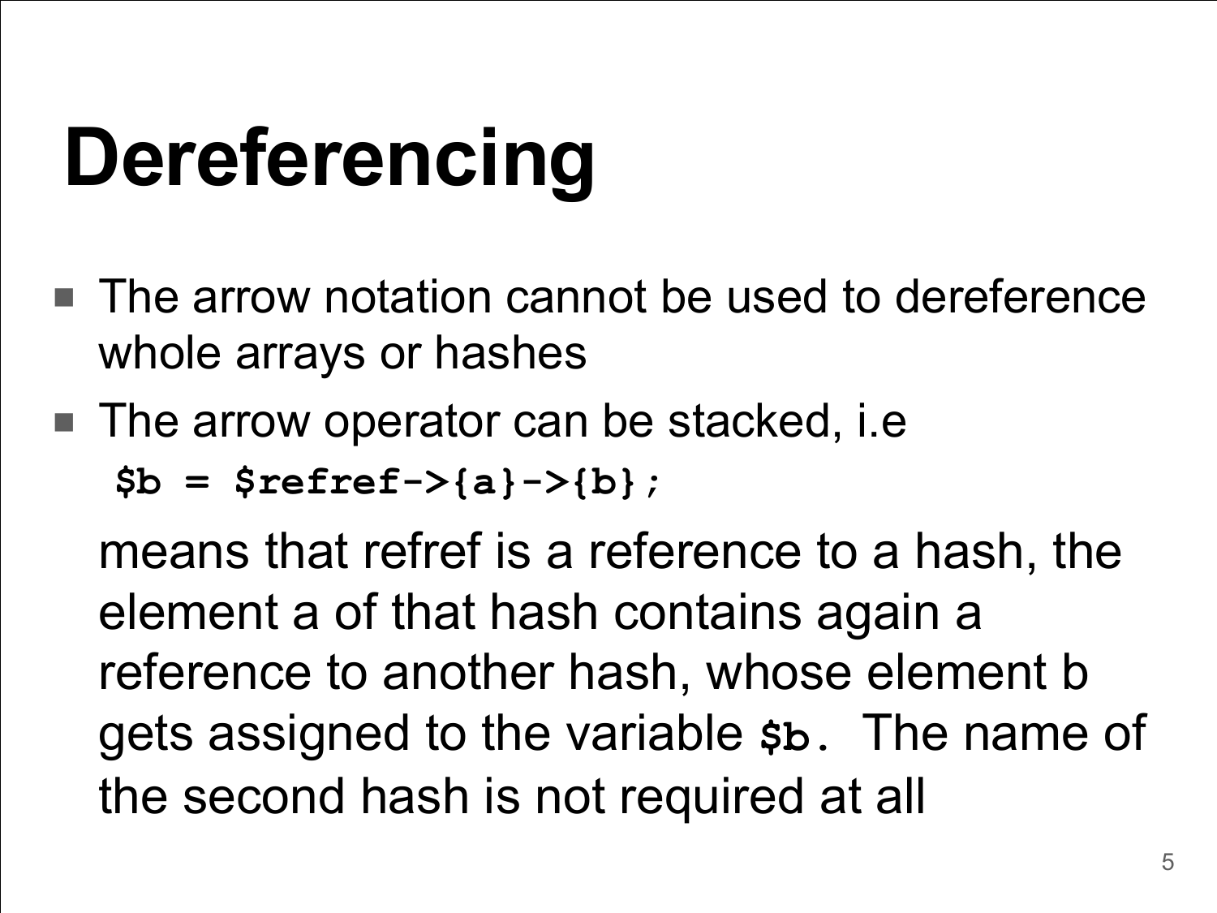# Dereferencing

- The arrow notation cannot be used to dereference whole arrays or hashes
- The arrow operator can be stacked, i.e

  ```
  $b = $refref->{a}->{b};
  ```

  means that refref is a reference to a hash, the element a of that hash contains again a reference to another hash, whose element b gets assigned to the variable `$b`. The name of the second hash is not required at all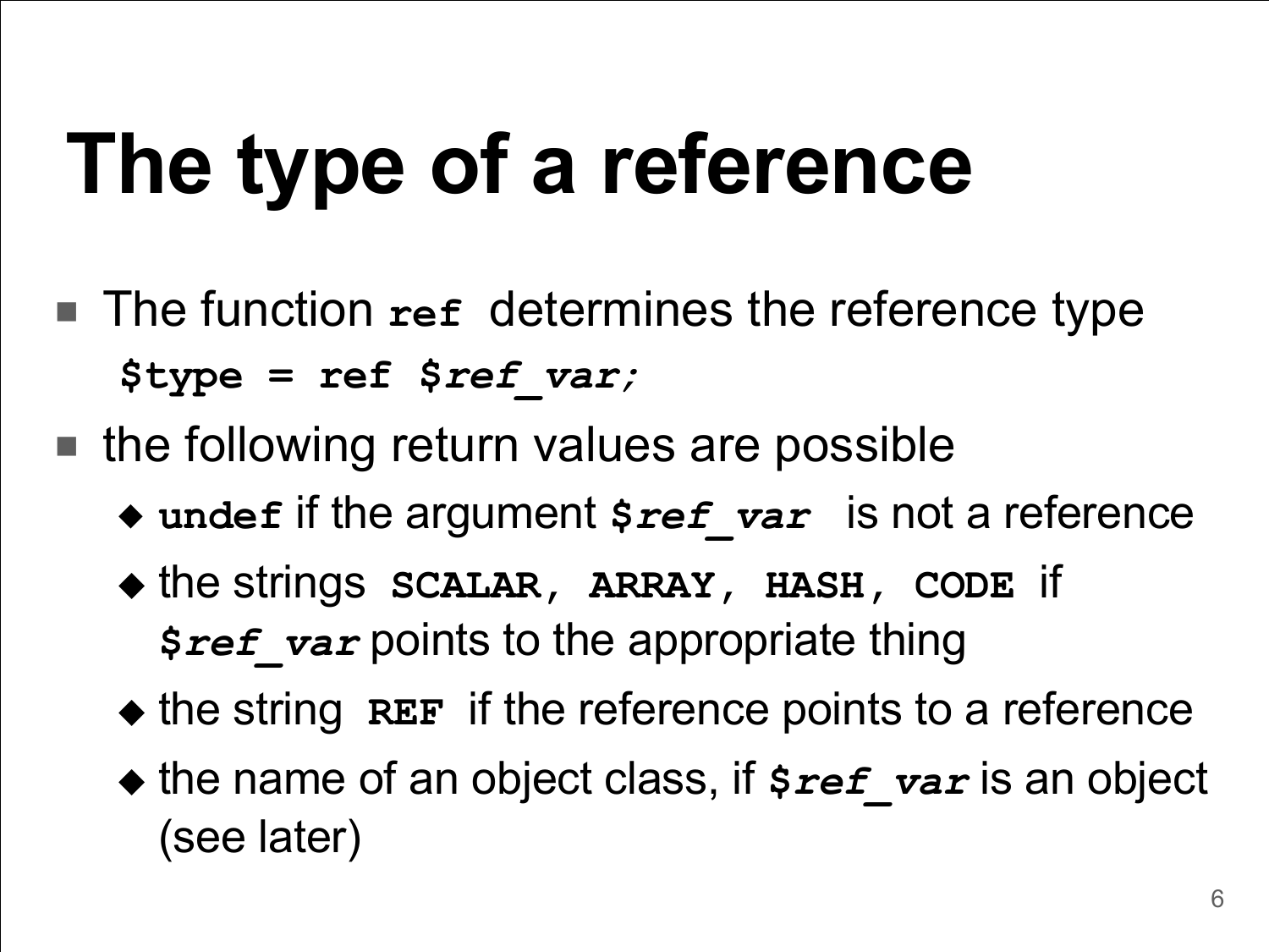# The type of a reference

- The function **`ref`** determines the reference type

```
$type = ref $ref_var;
```

- the following return values are possible
  - **`undef`** if the argument **`$ref_var`** is not a reference
  - the strings **`SCALAR`**, **`ARRAY`**, **`HASH`**, **`CODE`** if **`$ref_var`** points to the appropriate thing
  - the string **`REF`** if the reference points to a reference
  - the name of an object class, if **`$ref_var`** is an object (see later)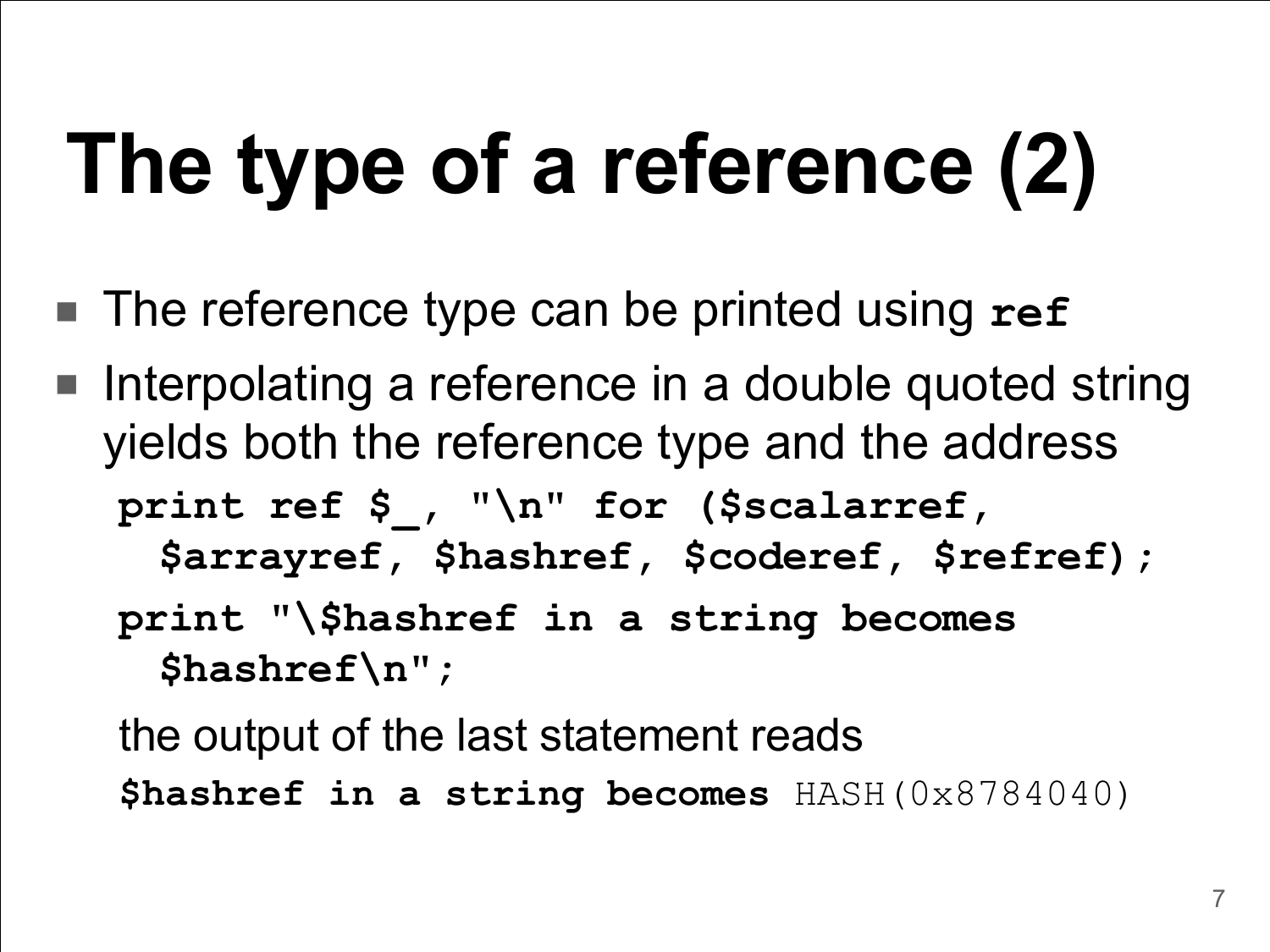# The type of a reference (2)

- The reference type can be printed using **`ref`**
- Interpolating a reference in a double quoted string yields both the reference type and the address

```
print ref $_, "\n" for ($scalarref,
  $arrayref, $hashref, $coderef, $refref);
print "\$hashref in a string becomes
  $hashref\n";
```

the output of the last statement reads

```
$hashref in a string becomes HASH(0x8784040)
```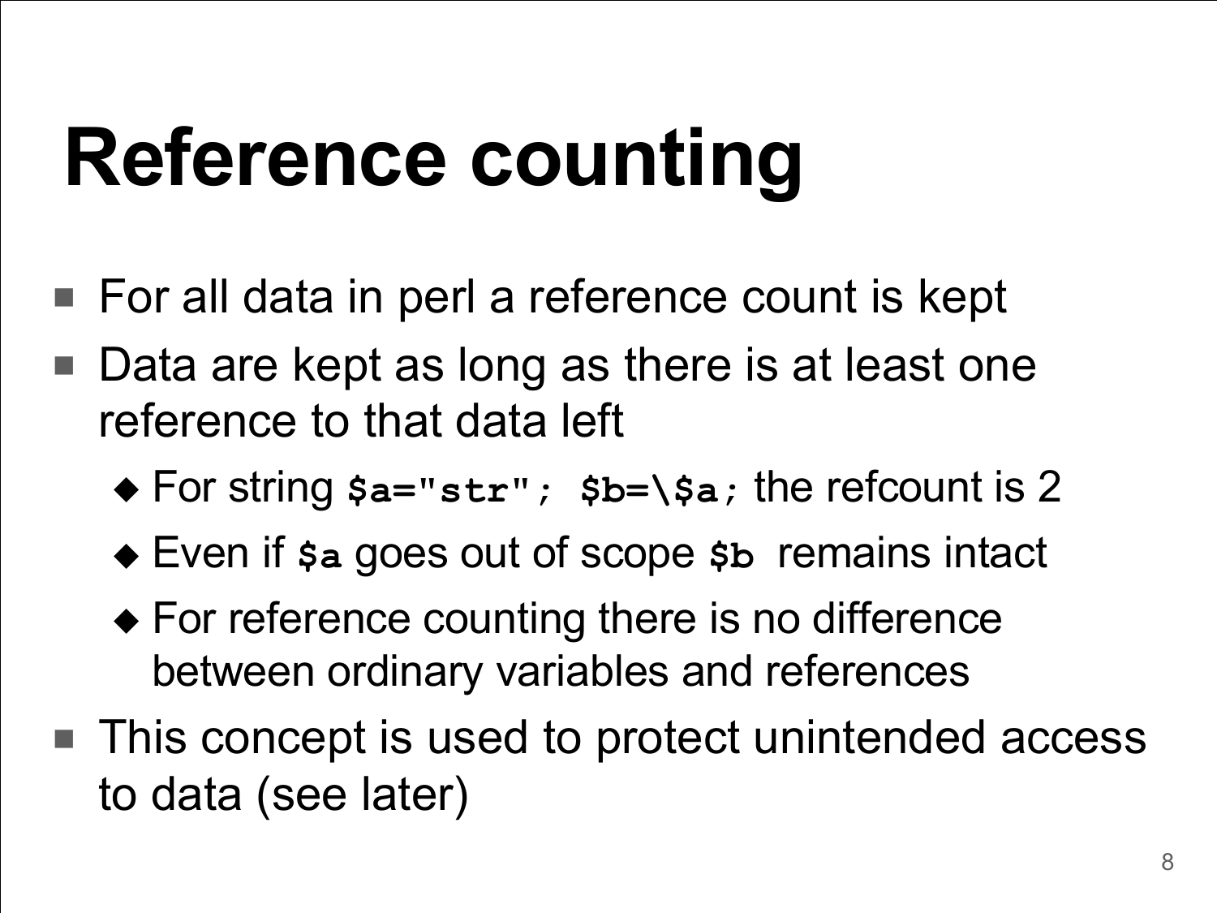# Reference counting

- For all data in perl a reference count is kept
- Data are kept as long as there is at least one reference to that data left
  - For string `$a="str"; $b=\$a;` the refcount is 2
  - Even if `$a` goes out of scope `$b` remains intact
  - For reference counting there is no difference between ordinary variables and references
- This concept is used to protect unintended access to data (see later)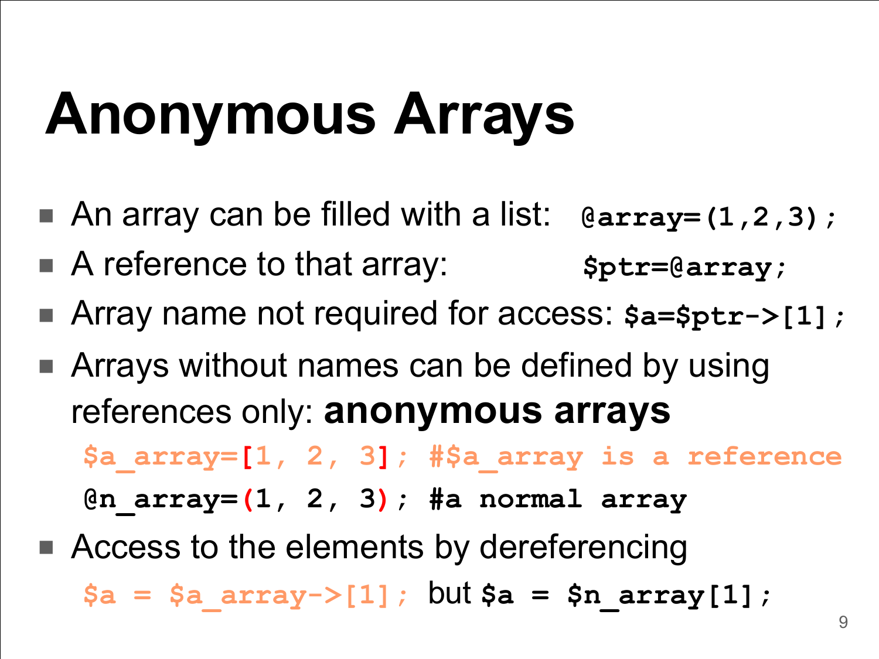# Anonymous Arrays

- An array can be filled with a list: `@array=(1,2,3);`
- A reference to that array: `$ptr=@array;`
- Array name not required for access: `$a=$ptr->[1];`
- Arrays without names can be defined by using references only: **anonymous arrays**

```
$a_array=[1, 2, 3]; #$a_array is a reference
@n_array=(1, 2, 3); #a normal array
```

- Access to the elements by dereferencing

  `$a = $a_array->[1];` but `$a = $n_array[1];`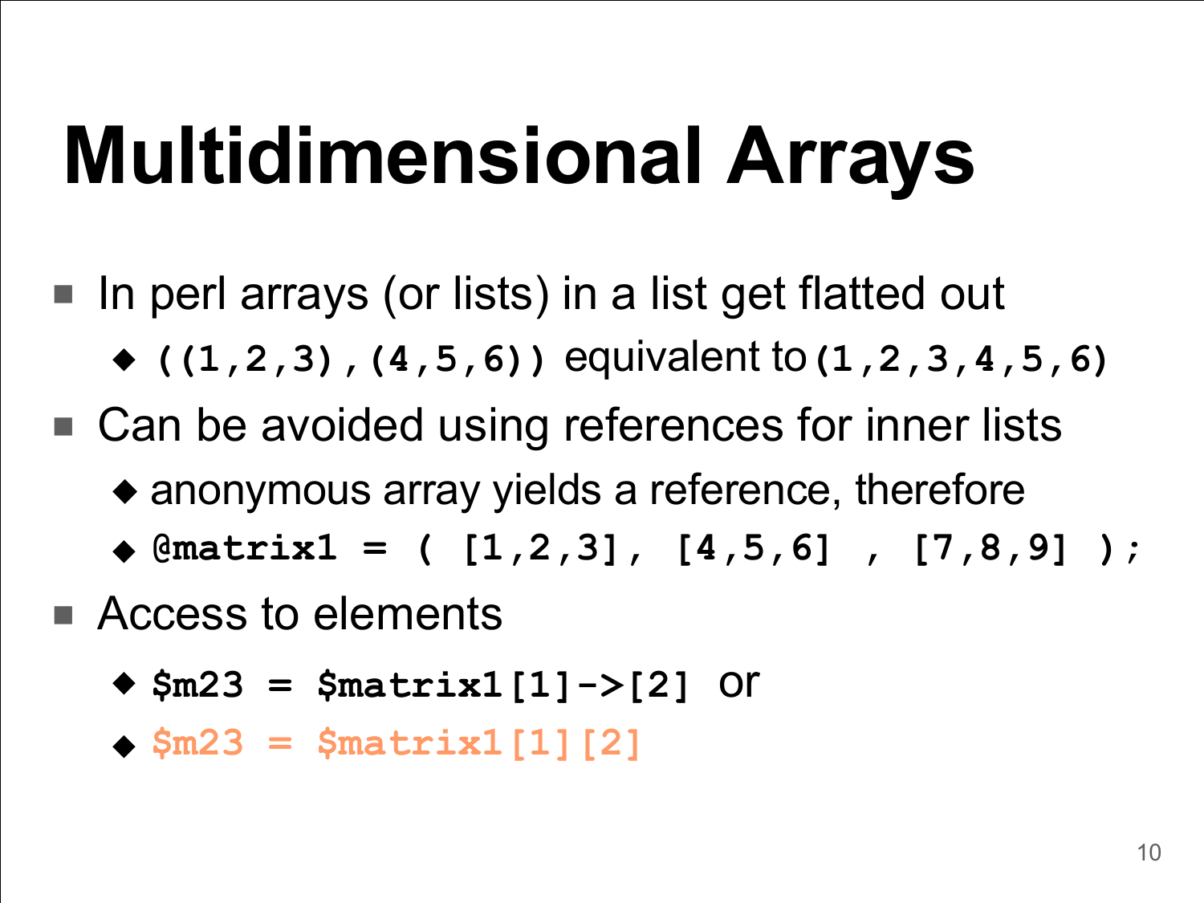# Multidimensional Arrays

- In perl arrays (or lists) in a list get flatted out
  - `((1,2,3),(4,5,6))` equivalent to `(1,2,3,4,5,6)`
- Can be avoided using references for inner lists
  - anonymous array yields a reference, therefore
  - `@matrix1 = ( [1,2,3], [4,5,6] , [7,8,9] );`
- Access to elements
  - `$m23 = $matrix1[1]->[2]` or
  - `$m23 = $matrix1[1][2]`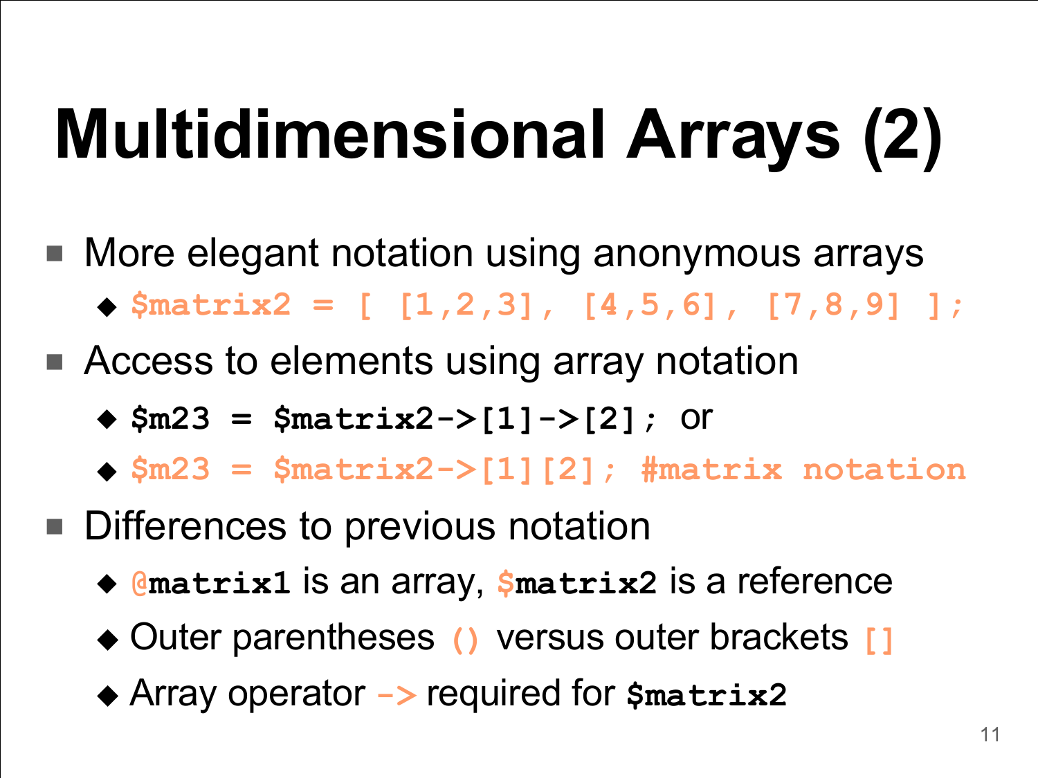# Multidimensional Arrays (2)

- More elegant notation using anonymous arrays
  - `$matrix2 = [ [1,2,3], [4,5,6], [7,8,9] ];`
- Access to elements using array notation
  - `$m23 = $matrix2->[1]->[2];` or
  - `$m23 = $matrix2->[1][2]; #matrix notation`
- Differences to previous notation
  - `@matrix1` is an array, `$matrix2` is a reference
  - Outer parentheses `()` versus outer brackets `[]`
  - Array operator `->` required for `$matrix2`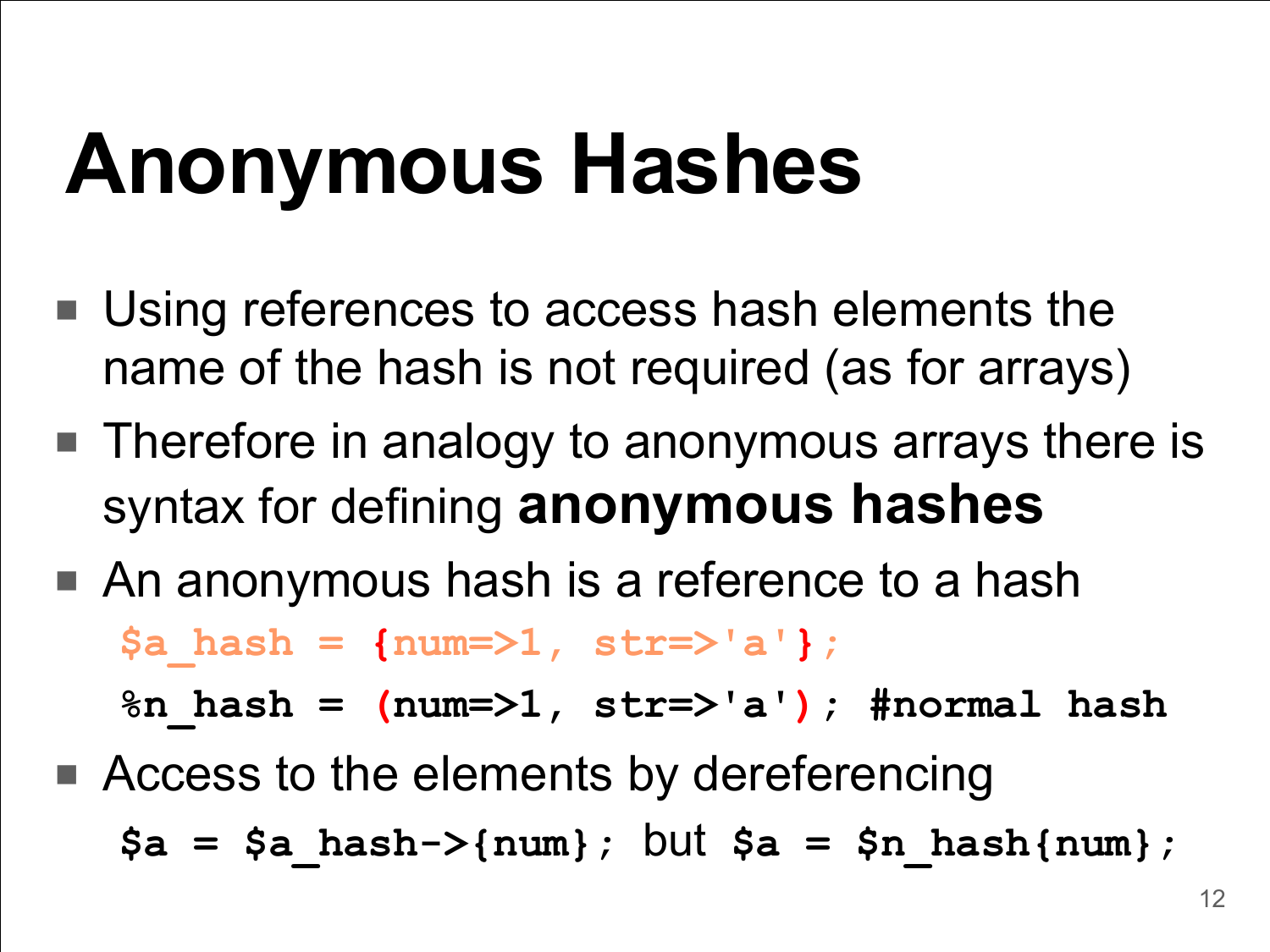# Anonymous Hashes

- Using references to access hash elements the name of the hash is not required (as for arrays)
- Therefore in analogy to anonymous arrays there is syntax for defining **anonymous hashes**
- An anonymous hash is a reference to a hash

```
$a_hash = {num=>1, str=>'a'};
%n_hash = (num=>1, str=>'a'); #normal hash
```

- Access to the elements by dereferencing

`$a = $a_hash->{num};` but `$a = $n_hash{num};`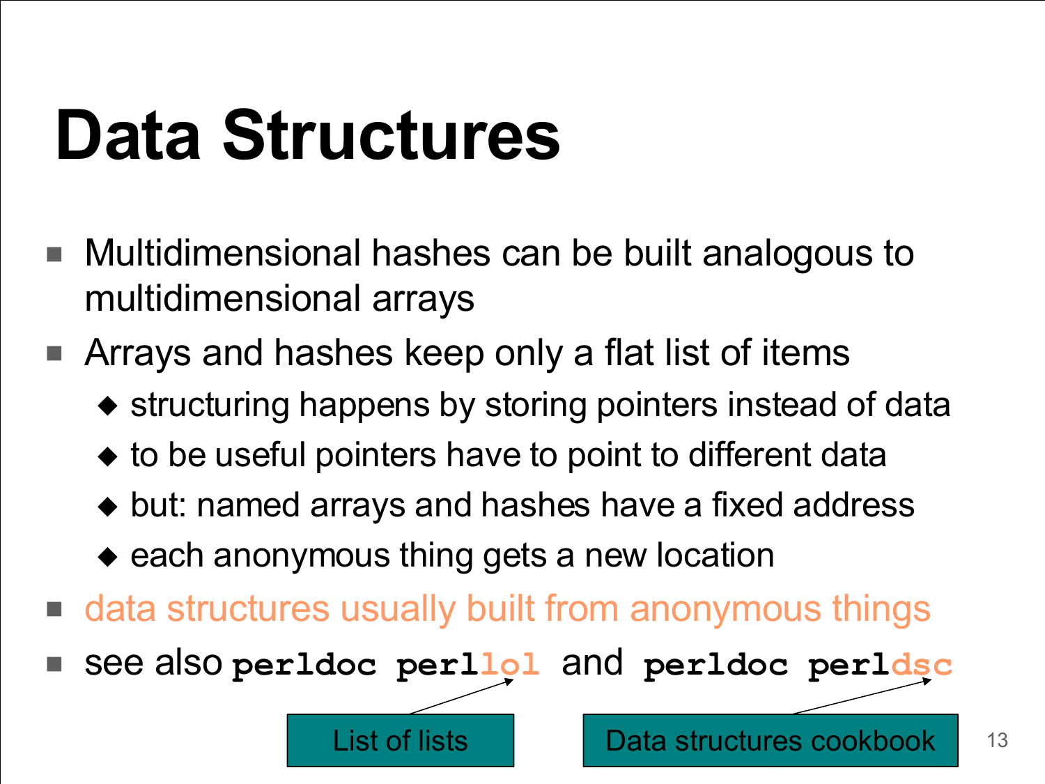# Data Structures

- Multidimensional hashes can be built analogous to multidimensional arrays
- Arrays and hashes keep only a flat list of items
  - structuring happens by storing pointers instead of data
  - to be useful pointers have to point to different data
  - but: named arrays and hashes have a fixed address
  - each anonymous thing gets a new location
- data structures usually built from anonymous things
- see also `perldoc perllol` and `perldoc perldsc`

List of lists

Data structures cookbook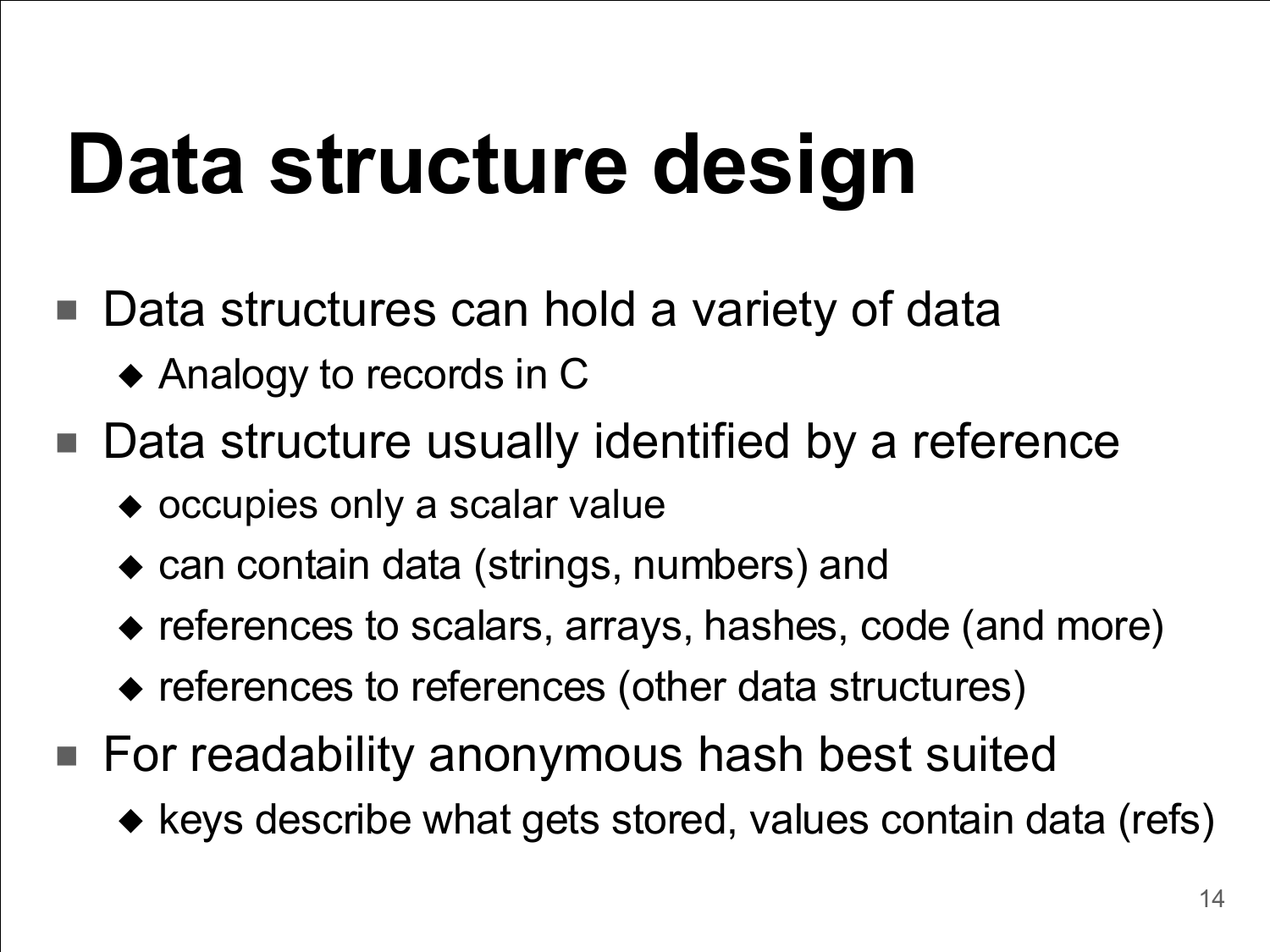# Data structure design

- Data structures can hold a variety of data
  - Analogy to records in C
- Data structure usually identified by a reference
  - occupies only a scalar value
  - can contain data (strings, numbers) and
  - references to scalars, arrays, hashes, code (and more)
  - references to references (other data structures)
- For readability anonymous hash best suited
  - keys describe what gets stored, values contain data (refs)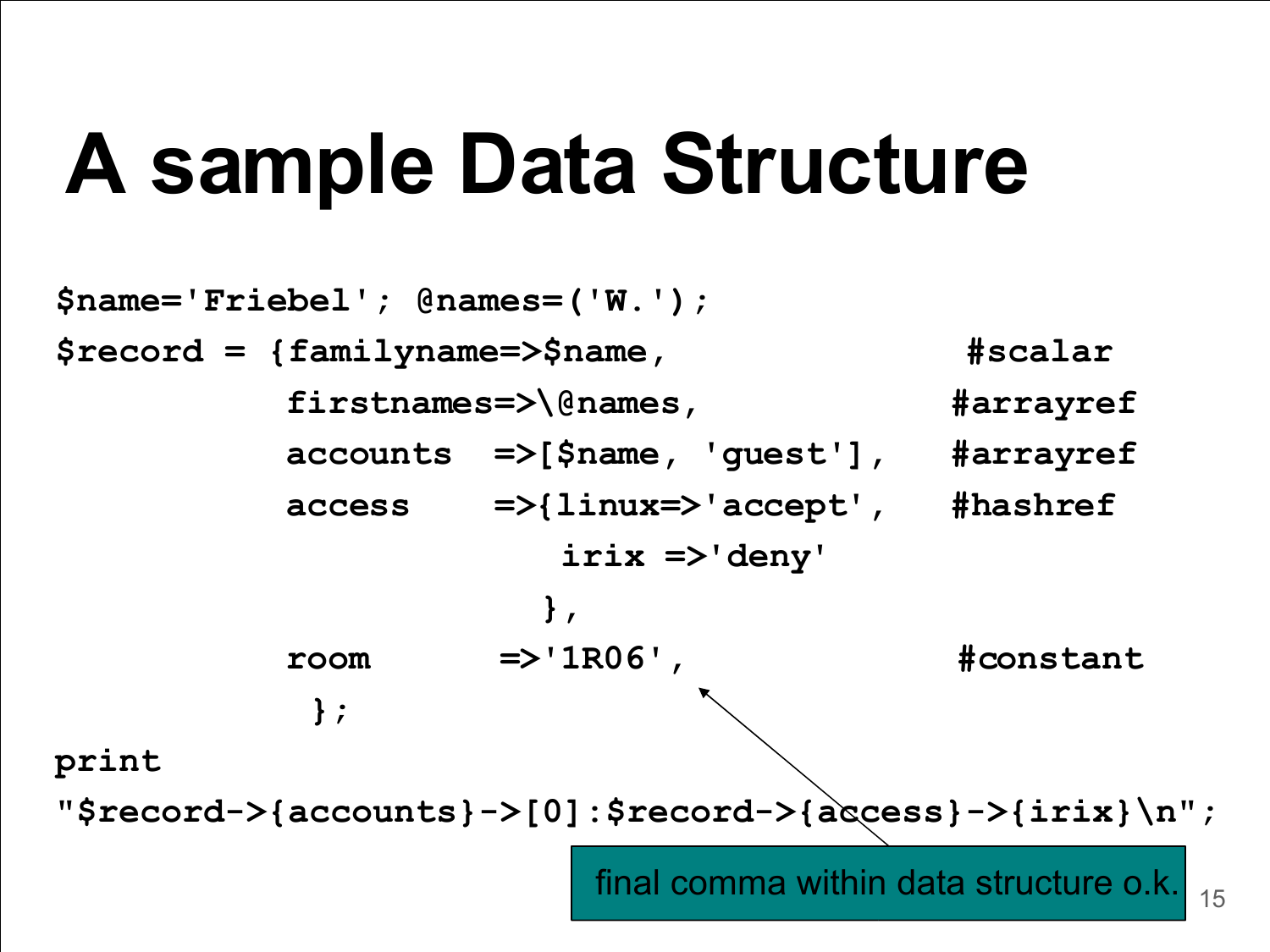# A sample Data Structure

```
$name='Friebel'; @names=('W.');
$record = {familyname=>$name,                 #scalar
           firstnames=>\@names,               #arrayref
           accounts  =>[$name, 'guest'],      #arrayref
           access    =>{linux=>'accept',      #hashref
                        irix =>'deny'
                       },
           room      =>'1R06',                #constant
            };
print
"$record->{accounts}->[0]:$record->{access}->{irix}\n";
```

final comma within data structure o.k.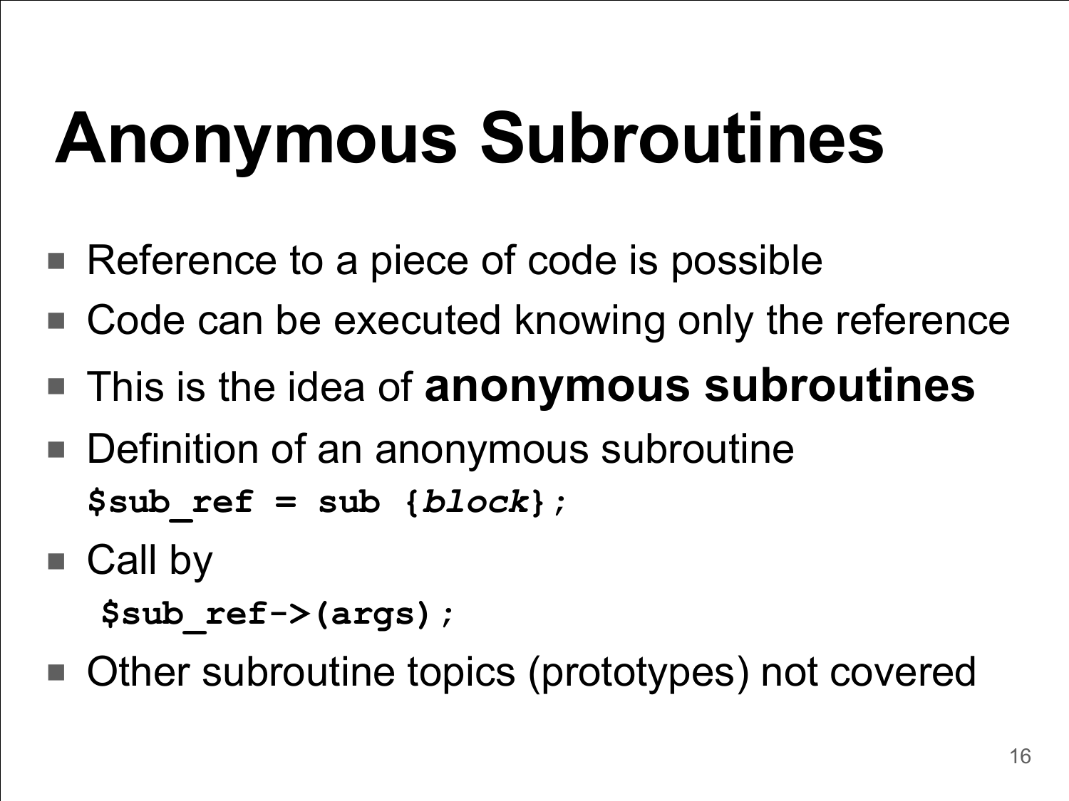# Anonymous Subroutines

- Reference to a piece of code is possible
- Code can be executed knowing only the reference
- This is the idea of **anonymous subroutines**
- Definition of an anonymous subroutine

```
$sub_ref = sub {block};
```

- Call by

```
$sub_ref->(args);
```

- Other subroutine topics (prototypes) not covered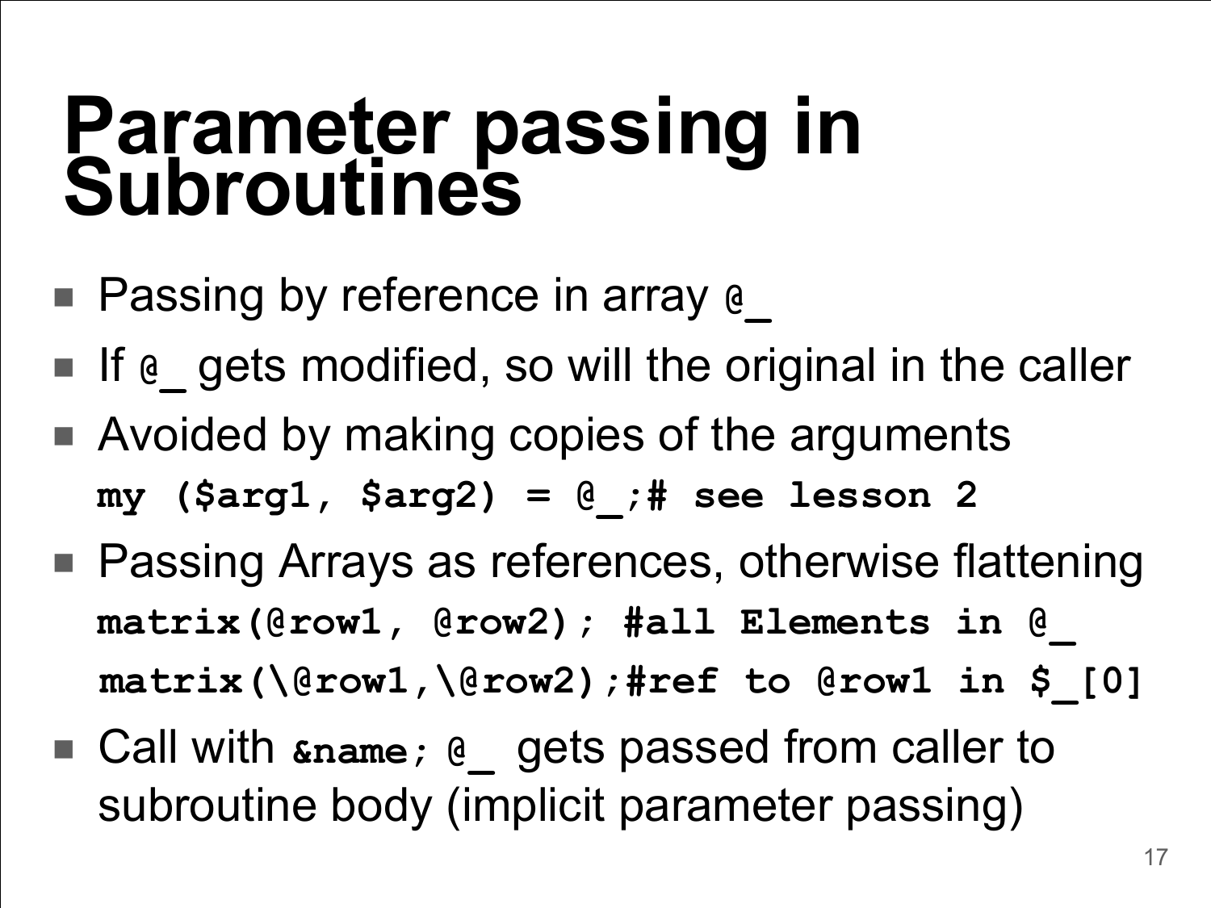# Parameter passing in Subroutines

- Passing by reference in array `@_`
- If `@_` gets modified, so will the original in the caller
- Avoided by making copies of the arguments

```
my ($arg1, $arg2) = @_;# see lesson 2
```

- Passing Arrays as references, otherwise flattening

```
matrix(@row1, @row2); #all Elements in @_
matrix(\@row1,\@row2);#ref to @row1 in $_[0]
```

- Call with `&name;` `@_` gets passed from caller to subroutine body (implicit parameter passing)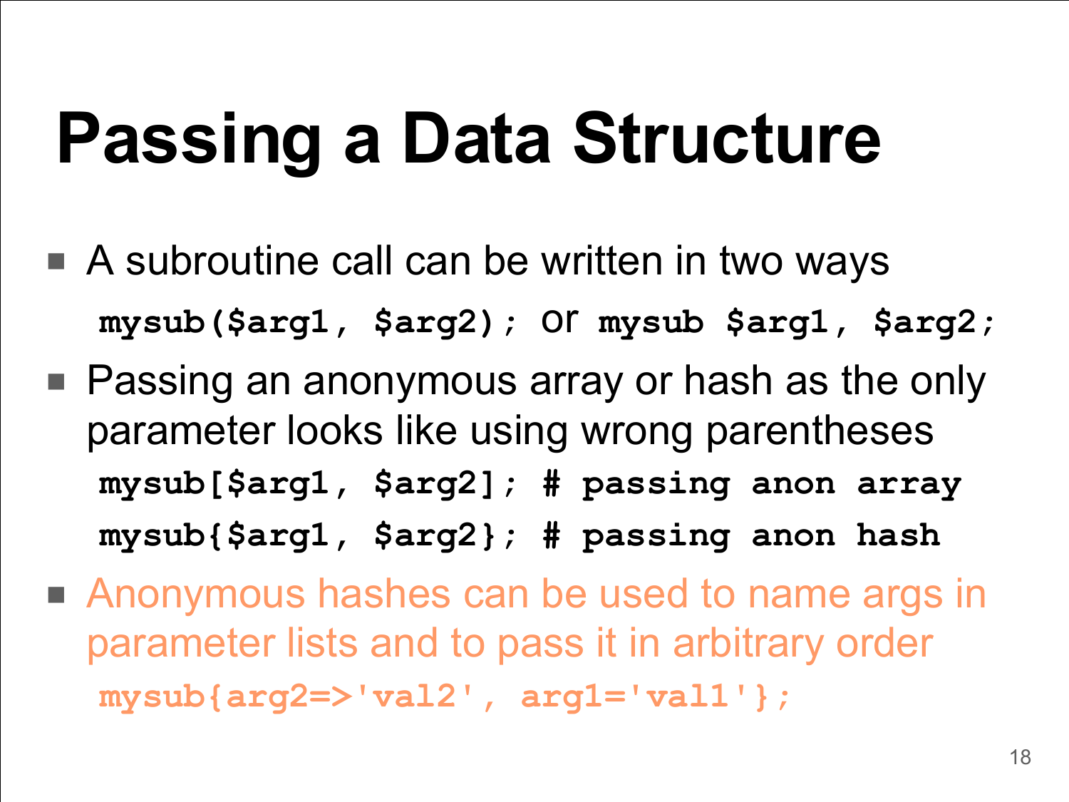# Passing a Data Structure

- A subroutine call can be written in two ways

  `mysub($arg1, $arg2);` or `mysub $arg1, $arg2;`

- Passing an anonymous array or hash as the only parameter looks like using wrong parentheses

```
mysub[$arg1, $arg2]; # passing anon array
mysub{$arg1, $arg2}; # passing anon hash
```

- Anonymous hashes can be used to name args in parameter lists and to pass it in arbitrary order

```
mysub{arg2=>'val2', arg1='val1'};
```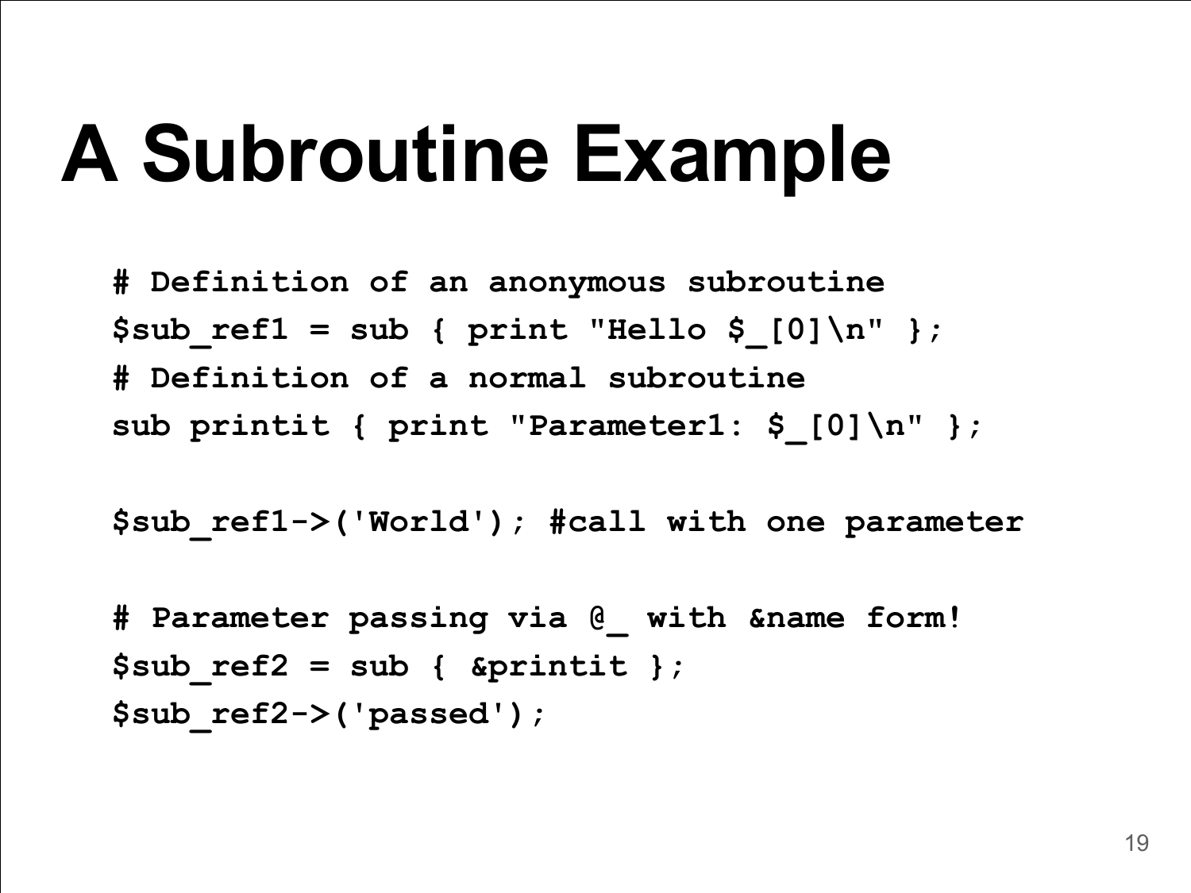# A Subroutine Example

```
# Definition of an anonymous subroutine
$sub_ref1 = sub { print "Hello $_[0]\n" };
# Definition of a normal subroutine
sub printit { print "Parameter1: $_[0]\n" };

$sub_ref1->('World'); #call with one parameter

# Parameter passing via @_ with &name form!
$sub_ref2 = sub { &printit };
$sub_ref2->('passed');
```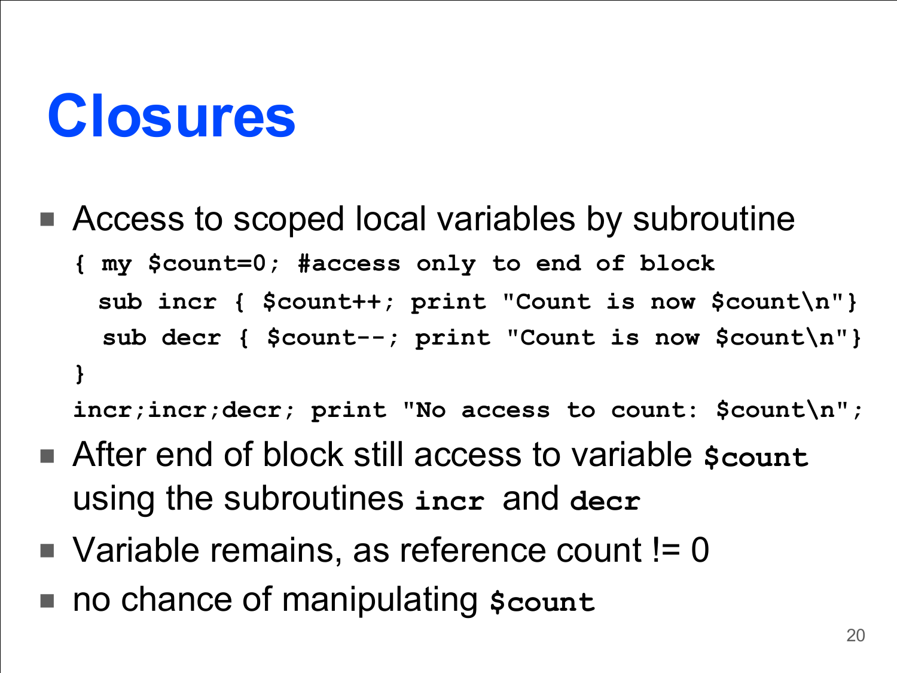# Closures

- Access to scoped local variables by subroutine

```
{ my $count=0; #access only to end of block
  sub incr { $count++; print "Count is now $count\n"}
  sub decr { $count--; print "Count is now $count\n"}
}
incr;incr;decr; print "No access to count: $count\n";
```

- After end of block still access to variable `$count` using the subroutines `incr` and `decr`
- Variable remains, as reference count != 0
- no chance of manipulating `$count`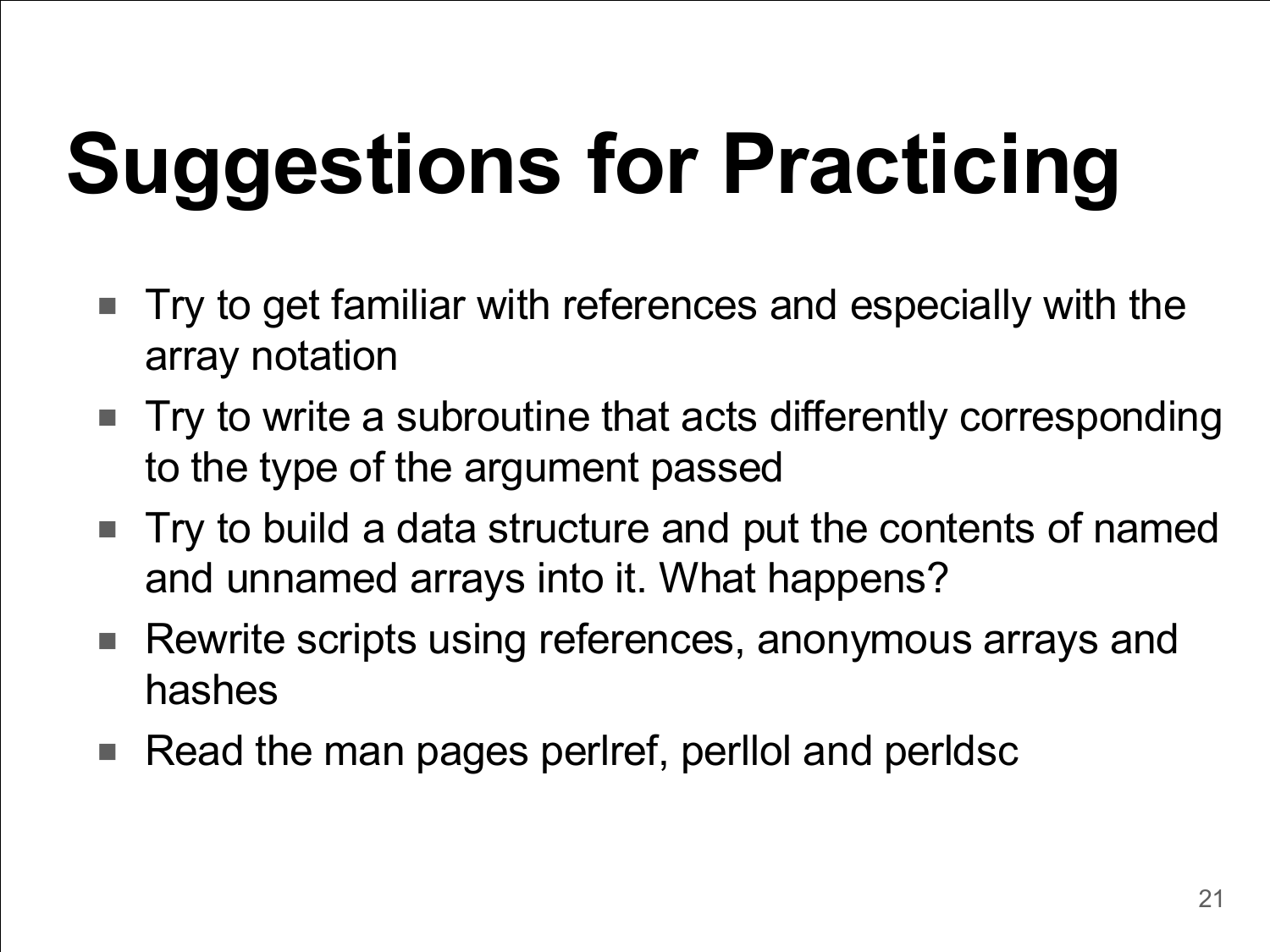# Suggestions for Practicing

- Try to get familiar with references and especially with the array notation
- Try to write a subroutine that acts differently corresponding to the type of the argument passed
- Try to build a data structure and put the contents of named and unnamed arrays into it. What happens?
- Rewrite scripts using references, anonymous arrays and hashes
- Read the man pages perlref, perllol and perldsc